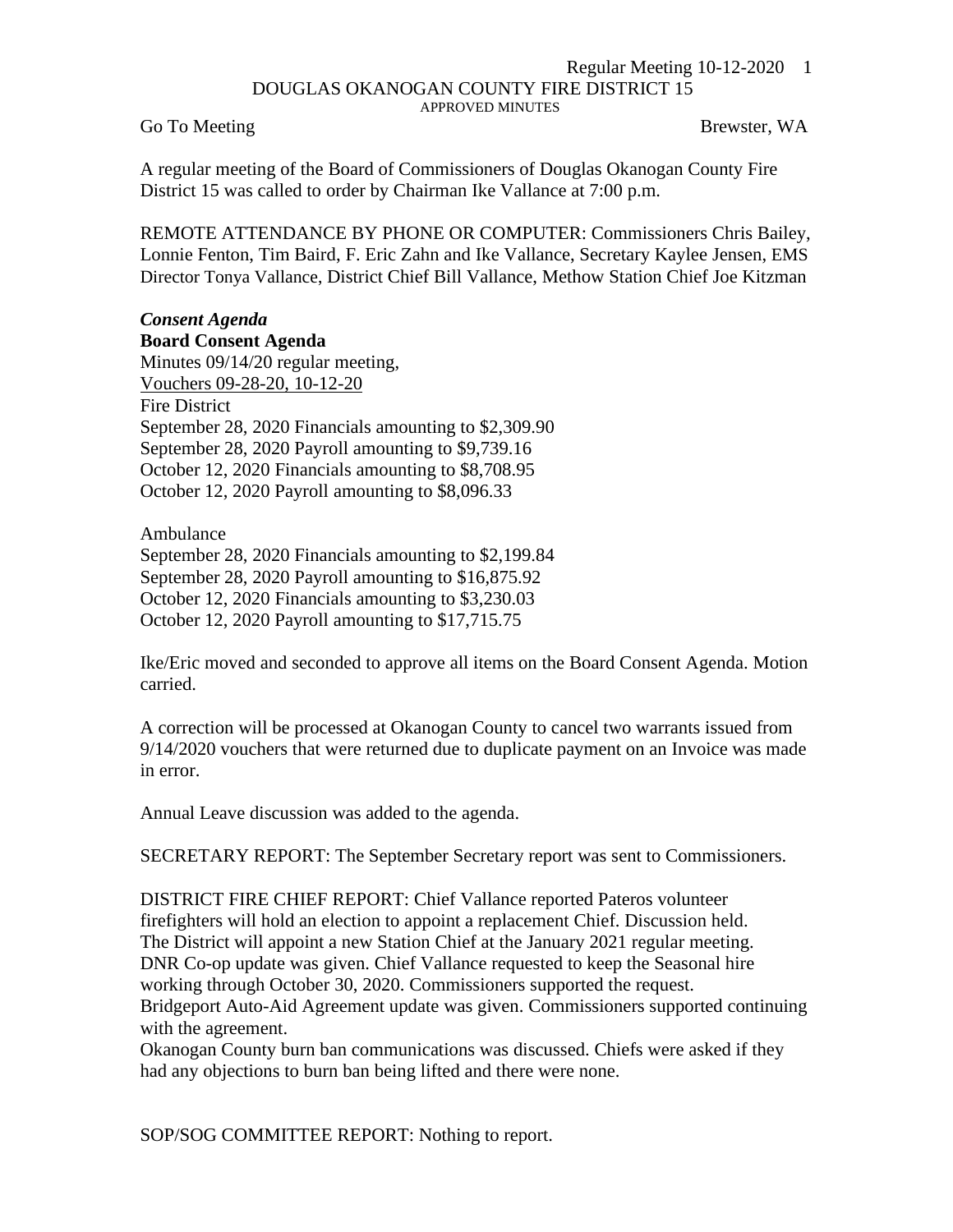DOUGLAS OKANOGAN COUNTY FIRE DISTRICT 15

APPROVED MINUTES

Go To Meeting Brewster, WA

A regular meeting of the Board of Commissioners of Douglas Okanogan County Fire District 15 was called to order by Chairman Ike Vallance at 7:00 p.m.

REMOTE ATTENDANCE BY PHONE OR COMPUTER: Commissioners Chris Bailey, Lonnie Fenton, Tim Baird, F. Eric Zahn and Ike Vallance, Secretary Kaylee Jensen, EMS Director Tonya Vallance, District Chief Bill Vallance, Methow Station Chief Joe Kitzman

***Consent Agenda***

**Board Consent Agenda**

Minutes 09/14/20 regular meeting,
Vouchers 09-28-20, 10-12-20
Fire District
September 28, 2020 Financials amounting to $2,309.90
September 28, 2020 Payroll amounting to $9,739.16
October 12, 2020 Financials amounting to $8,708.95
October 12, 2020 Payroll amounting to $8,096.33

Ambulance
September 28, 2020 Financials amounting to $2,199.84
September 28, 2020 Payroll amounting to $16,875.92
October 12, 2020 Financials amounting to $3,230.03
October 12, 2020 Payroll amounting to $17,715.75

Ike/Eric moved and seconded to approve all items on the Board Consent Agenda. Motion carried.

A correction will be processed at Okanogan County to cancel two warrants issued from 9/14/2020 vouchers that were returned due to duplicate payment on an Invoice was made in error.

Annual Leave discussion was added to the agenda.

SECRETARY REPORT: The September Secretary report was sent to Commissioners.

DISTRICT FIRE CHIEF REPORT: Chief Vallance reported Pateros volunteer firefighters will hold an election to appoint a replacement Chief. Discussion held. The District will appoint a new Station Chief at the January 2021 regular meeting. DNR Co-op update was given. Chief Vallance requested to keep the Seasonal hire working through October 30, 2020. Commissioners supported the request.
Bridgeport Auto-Aid Agreement update was given. Commissioners supported continuing with the agreement.
Okanogan County burn ban communications was discussed. Chiefs were asked if they had any objections to burn ban being lifted and there were none.

SOP/SOG COMMITTEE REPORT: Nothing to report.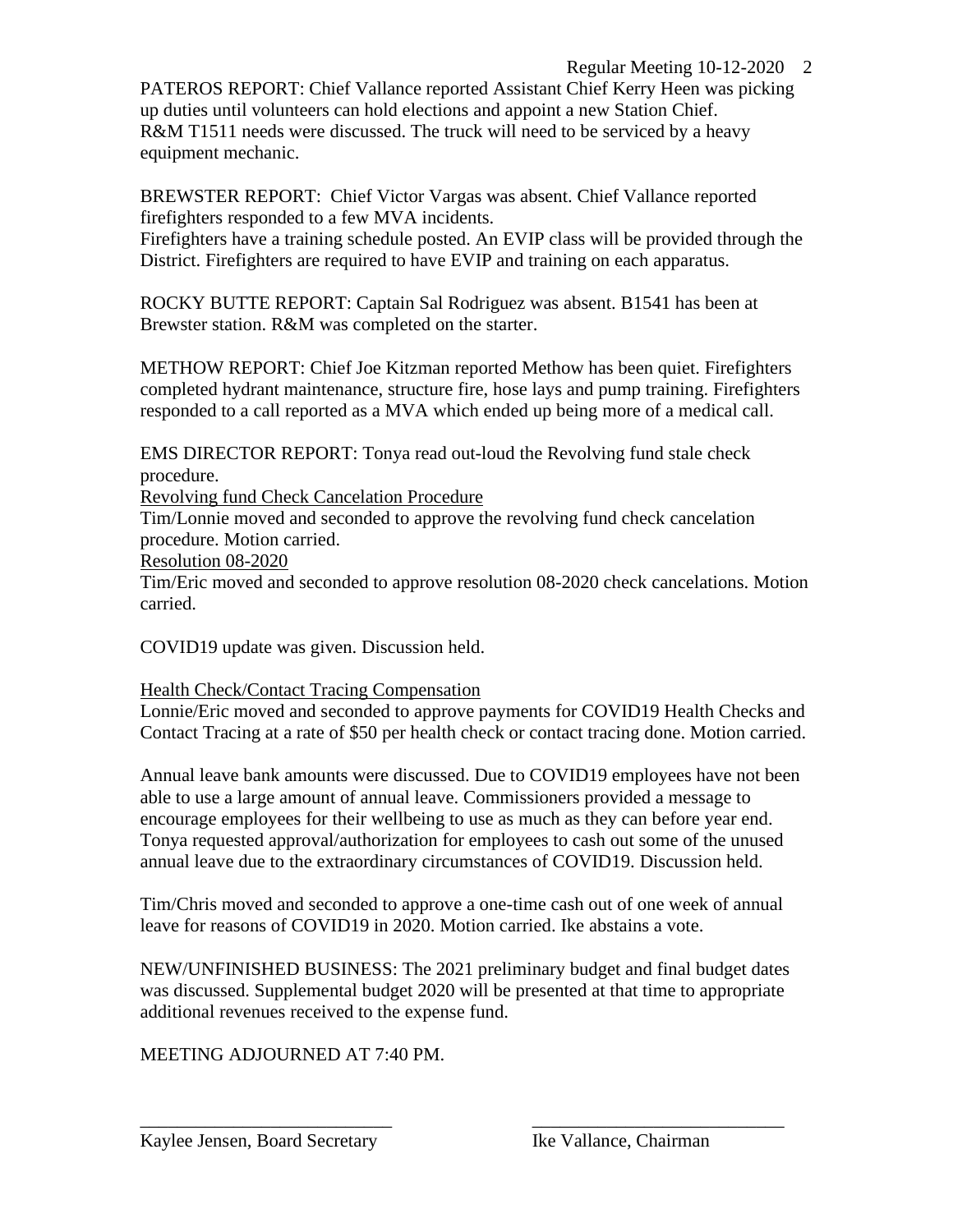PATEROS REPORT: Chief Vallance reported Assistant Chief Kerry Heen was picking up duties until volunteers can hold elections and appoint a new Station Chief.
R&M T1511 needs were discussed. The truck will need to be serviced by a heavy equipment mechanic.

BREWSTER REPORT: Chief Victor Vargas was absent. Chief Vallance reported firefighters responded to a few MVA incidents.
Firefighters have a training schedule posted. An EVIP class will be provided through the District. Firefighters are required to have EVIP and training on each apparatus.

ROCKY BUTTE REPORT: Captain Sal Rodriguez was absent. B1541 has been at Brewster station. R&M was completed on the starter.

METHOW REPORT: Chief Joe Kitzman reported Methow has been quiet. Firefighters completed hydrant maintenance, structure fire, hose lays and pump training. Firefighters responded to a call reported as a MVA which ended up being more of a medical call.

EMS DIRECTOR REPORT: Tonya read out-loud the Revolving fund stale check procedure.
Revolving fund Check Cancelation Procedure
Tim/Lonnie moved and seconded to approve the revolving fund check cancelation procedure. Motion carried.
Resolution 08-2020
Tim/Eric moved and seconded to approve resolution 08-2020 check cancelations. Motion carried.

COVID19 update was given. Discussion held.

Health Check/Contact Tracing Compensation
Lonnie/Eric moved and seconded to approve payments for COVID19 Health Checks and Contact Tracing at a rate of $50 per health check or contact tracing done. Motion carried.

Annual leave bank amounts were discussed. Due to COVID19 employees have not been able to use a large amount of annual leave. Commissioners provided a message to encourage employees for their wellbeing to use as much as they can before year end. Tonya requested approval/authorization for employees to cash out some of the unused annual leave due to the extraordinary circumstances of COVID19. Discussion held.

Tim/Chris moved and seconded to approve a one-time cash out of one week of annual leave for reasons of COVID19 in 2020. Motion carried. Ike abstains a vote.

NEW/UNFINISHED BUSINESS: The 2021 preliminary budget and final budget dates was discussed. Supplemental budget 2020 will be presented at that time to appropriate additional revenues received to the expense fund.

MEETING ADJOURNED AT 7:40 PM.

___________________________ ___________________________
Kaylee Jensen, Board Secretary Ike Vallance, Chairman